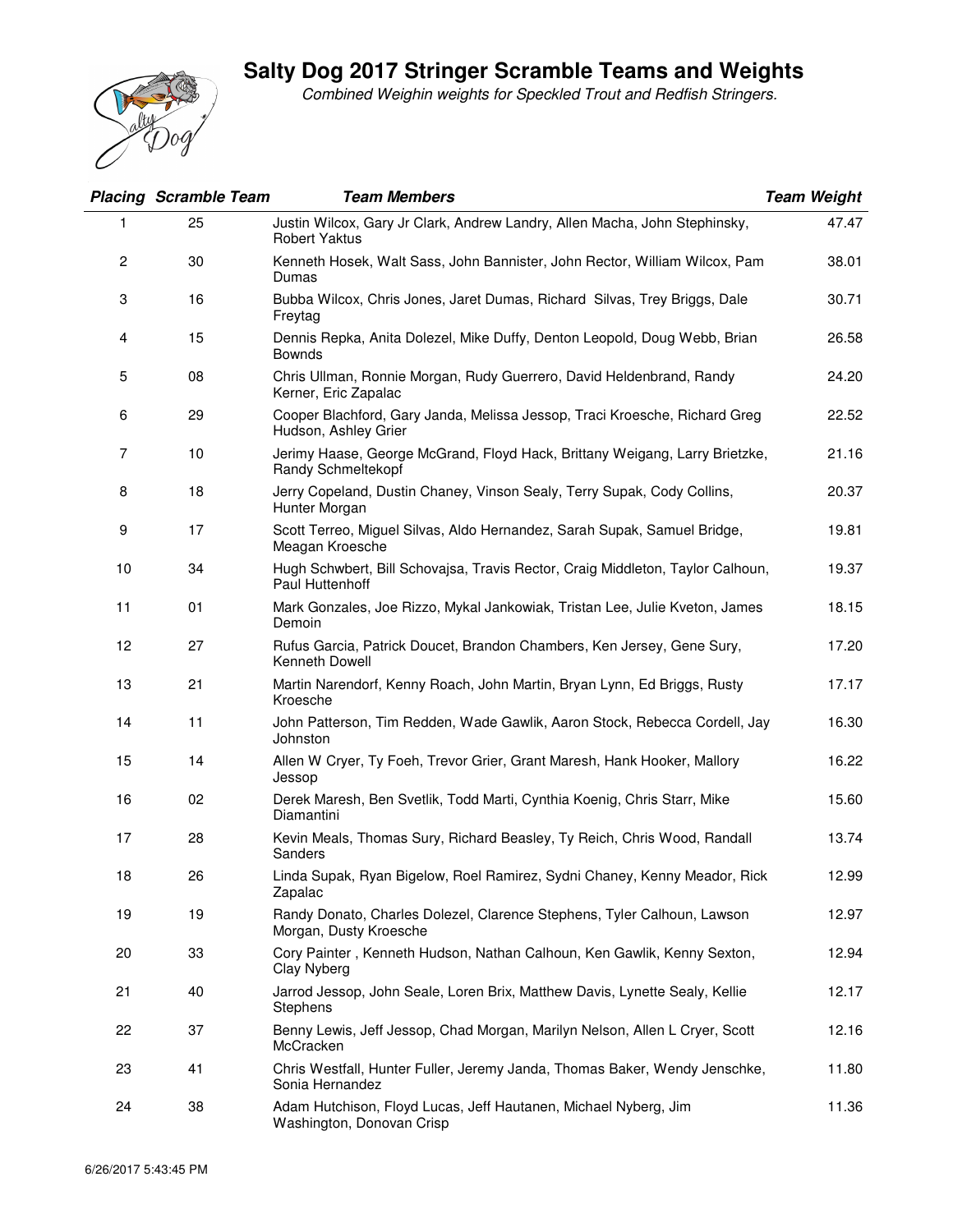# Salty Dog 2017 Stringer Scramble Teams and Weights

*Combined Weighin weights for Speckled Trout and Redfish Stringers.*

| *Placing* | *Scramble Team* | *Team Members* | *Team Weight* |
|---|---|---|---|
| 1 | 25 | Justin Wilcox, Gary Jr Clark, Andrew Landry, Allen Macha, John Stephinsky, Robert Yaktus | 47.47 |
| 2 | 30 | Kenneth Hosek, Walt Sass, John Bannister, John Rector, William Wilcox, Pam Dumas | 38.01 |
| 3 | 16 | Bubba Wilcox, Chris Jones, Jaret Dumas, Richard Silvas, Trey Briggs, Dale Freytag | 30.71 |
| 4 | 15 | Dennis Repka, Anita Dolezel, Mike Duffy, Denton Leopold, Doug Webb, Brian Bownds | 26.58 |
| 5 | 08 | Chris Ullman, Ronnie Morgan, Rudy Guerrero, David Heldenbrand, Randy Kerner, Eric Zapalac | 24.20 |
| 6 | 29 | Cooper Blachford, Gary Janda, Melissa Jessop, Traci Kroesche, Richard Greg Hudson, Ashley Grier | 22.52 |
| 7 | 10 | Jerimy Haase, George McGrand, Floyd Hack, Brittany Weigang, Larry Brietzke, Randy Schmeltekopf | 21.16 |
| 8 | 18 | Jerry Copeland, Dustin Chaney, Vinson Sealy, Terry Supak, Cody Collins, Hunter Morgan | 20.37 |
| 9 | 17 | Scott Terreo, Miguel Silvas, Aldo Hernandez, Sarah Supak, Samuel Bridge, Meagan Kroesche | 19.81 |
| 10 | 34 | Hugh Schwbert, Bill Schovajsa, Travis Rector, Craig Middleton, Taylor Calhoun, Paul Huttenhoff | 19.37 |
| 11 | 01 | Mark Gonzales, Joe Rizzo, Mykal Jankowiak, Tristan Lee, Julie Kveton, James Demoin | 18.15 |
| 12 | 27 | Rufus Garcia, Patrick Doucet, Brandon Chambers, Ken Jersey, Gene Sury, Kenneth Dowell | 17.20 |
| 13 | 21 | Martin Narendorf, Kenny Roach, John Martin, Bryan Lynn, Ed Briggs, Rusty Kroesche | 17.17 |
| 14 | 11 | John Patterson, Tim Redden, Wade Gawlik, Aaron Stock, Rebecca Cordell, Jay Johnston | 16.30 |
| 15 | 14 | Allen W Cryer, Ty Foeh, Trevor Grier, Grant Maresh, Hank Hooker, Mallory Jessop | 16.22 |
| 16 | 02 | Derek Maresh, Ben Svetlik, Todd Marti, Cynthia Koenig, Chris Starr, Mike Diamantini | 15.60 |
| 17 | 28 | Kevin Meals, Thomas Sury, Richard Beasley, Ty Reich, Chris Wood, Randall Sanders | 13.74 |
| 18 | 26 | Linda Supak, Ryan Bigelow, Roel Ramirez, Sydni Chaney, Kenny Meador, Rick Zapalac | 12.99 |
| 19 | 19 | Randy Donato, Charles Dolezel, Clarence Stephens, Tyler Calhoun, Lawson Morgan, Dusty Kroesche | 12.97 |
| 20 | 33 | Cory Painter , Kenneth Hudson, Nathan Calhoun, Ken Gawlik, Kenny Sexton, Clay Nyberg | 12.94 |
| 21 | 40 | Jarrod Jessop, John Seale, Loren Brix, Matthew Davis, Lynette Sealy, Kellie Stephens | 12.17 |
| 22 | 37 | Benny Lewis, Jeff Jessop, Chad Morgan, Marilyn Nelson, Allen L Cryer, Scott McCracken | 12.16 |
| 23 | 41 | Chris Westfall, Hunter Fuller, Jeremy Janda, Thomas Baker, Wendy Jenschke, Sonia Hernandez | 11.80 |
| 24 | 38 | Adam Hutchison, Floyd Lucas, Jeff Hautanen, Michael Nyberg, Jim Washington, Donovan Crisp | 11.36 |

6/26/2017 5:43:45 PM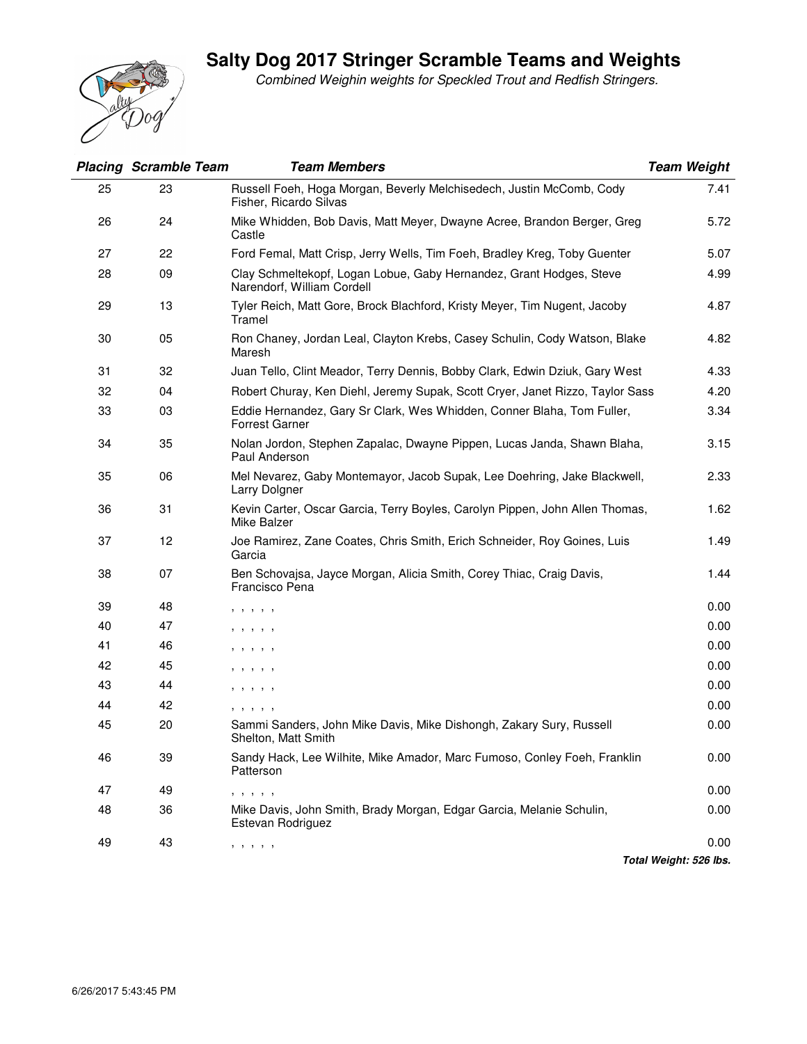# Salty Dog 2017 Stringer Scramble Teams and Weights

*Combined Weighin weights for Speckled Trout and Redfish Stringers.*

| Placing | Scramble Team | Team Members | Team Weight |
|---|---|---|---|
| 25 | 23 | Russell Foeh, Hoga Morgan, Beverly Melchisedech, Justin McComb, Cody Fisher, Ricardo Silvas | 7.41 |
| 26 | 24 | Mike Whidden, Bob Davis, Matt Meyer, Dwayne Acree, Brandon Berger, Greg Castle | 5.72 |
| 27 | 22 | Ford Femal, Matt Crisp, Jerry Wells, Tim Foeh, Bradley Kreg, Toby Guenter | 5.07 |
| 28 | 09 | Clay Schmeltekopf, Logan Lobue, Gaby Hernandez, Grant Hodges, Steve Narendorf, William Cordell | 4.99 |
| 29 | 13 | Tyler Reich, Matt Gore, Brock Blachford, Kristy Meyer, Tim Nugent, Jacoby Tramel | 4.87 |
| 30 | 05 | Ron Chaney, Jordan Leal, Clayton Krebs, Casey Schulin, Cody Watson, Blake Maresh | 4.82 |
| 31 | 32 | Juan Tello, Clint Meador, Terry Dennis, Bobby Clark, Edwin Dziuk, Gary West | 4.33 |
| 32 | 04 | Robert Churay, Ken Diehl, Jeremy Supak, Scott Cryer, Janet Rizzo, Taylor Sass | 4.20 |
| 33 | 03 | Eddie Hernandez, Gary Sr Clark, Wes Whidden, Conner Blaha, Tom Fuller, Forrest Garner | 3.34 |
| 34 | 35 | Nolan Jordon, Stephen Zapalac, Dwayne Pippen, Lucas Janda, Shawn Blaha, Paul Anderson | 3.15 |
| 35 | 06 | Mel Nevarez, Gaby Montemayor, Jacob Supak, Lee Doehring, Jake Blackwell, Larry Dolgner | 2.33 |
| 36 | 31 | Kevin Carter, Oscar Garcia, Terry Boyles, Carolyn Pippen, John Allen Thomas, Mike Balzer | 1.62 |
| 37 | 12 | Joe Ramirez, Zane Coates, Chris Smith, Erich Schneider, Roy Goines, Luis Garcia | 1.49 |
| 38 | 07 | Ben Schovajsa, Jayce Morgan, Alicia Smith, Corey Thiac, Craig Davis, Francisco Pena | 1.44 |
| 39 | 48 | , , , , , | 0.00 |
| 40 | 47 | , , , , , | 0.00 |
| 41 | 46 | , , , , , | 0.00 |
| 42 | 45 | , , , , , | 0.00 |
| 43 | 44 | , , , , , | 0.00 |
| 44 | 42 | , , , , , | 0.00 |
| 45 | 20 | Sammi Sanders, John Mike Davis, Mike Dishongh, Zakary Sury, Russell Shelton, Matt Smith | 0.00 |
| 46 | 39 | Sandy Hack, Lee Wilhite, Mike Amador, Marc Fumoso, Conley Foeh, Franklin Patterson | 0.00 |
| 47 | 49 | , , , , , | 0.00 |
| 48 | 36 | Mike Davis, John Smith, Brady Morgan, Edgar Garcia, Melanie Schulin, Estevan Rodriguez | 0.00 |
| 49 | 43 | , , , , , | 0.00 |

***Total Weight: 526 lbs.***

6/26/2017 5:43:45 PM